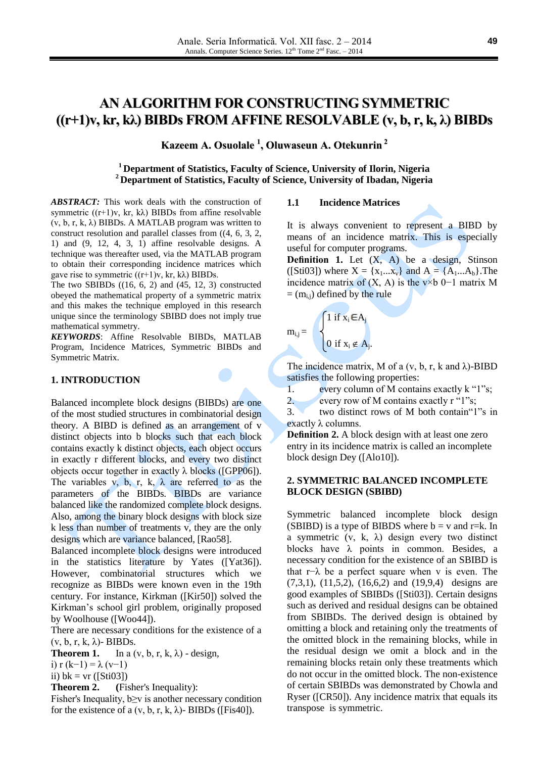# AN ALGORITHM FOR CONSTRUCTING SYMMETRIC ((r+1)v, kr, kλ) BIBDs FROM AFFINE RESOLVABLE (v, b, r, k, λ) BIBDs

**Kazeem A. Osuolale [1], Oluwaseun A. Otekunrin [2]**

[1] **Department of Statistics, Faculty of Science, University of Ilorin, Nigeria**
[2] **Department of Statistics, Faculty of Science, University of Ibadan, Nigeria**

***ABSTRACT:*** This work deals with the construction of symmetric ((r+1)v, kr, kλ) BIBDs from affine resolvable (v, b, r, k, λ) BIBDs. A MATLAB program was written to construct resolution and parallel classes from ((4, 6, 3, 2, 1) and (9, 12, 4, 3, 1) affine resolvable designs. A technique was thereafter used, via the MATLAB program to obtain their corresponding incidence matrices which gave rise to symmetric ((r+1)v, kr, kλ) BIBDs.

The two SBIBDs ((16, 6, 2) and (45, 12, 3) constructed obeyed the mathematical property of a symmetric matrix and this makes the technique employed in this research unique since the terminology SBIBD does not imply true mathematical symmetry.

***KEYWORDS***: Affine Resolvable BIBDs, MATLAB Program, Incidence Matrices, Symmetric BIBDs and Symmetric Matrix.

## 1. INTRODUCTION

Balanced incomplete block designs (BIBDs) are one of the most studied structures in combinatorial design theory. A BIBD is defined as an arrangement of v distinct objects into b blocks such that each block contains exactly k distinct objects, each object occurs in exactly r different blocks, and every two distinct objects occur together in exactly λ blocks ([GPP06]). The variables v, b, r, k, λ are referred to as the parameters of the BIBDs. BIBDs are variance balanced like the randomized complete block designs. Also, among the binary block designs with block size k less than number of treatments v, they are the only designs which are variance balanced, [Rao58].

Balanced incomplete block designs were introduced in the statistics literature by Yates ([Yat36]). However, combinatorial structures which we recognize as BIBDs were known even in the 19th century. For instance, Kirkman ([Kir50]) solved the Kirkman's school girl problem, originally proposed by Woolhouse ([Woo44]).

There are necessary conditions for the existence of a (v, b, r, k, λ)- BIBDs.

**Theorem 1.** In a (v, b, r, k, λ) - design,

i) $r(k-1) = \lambda(v-1)$

ii) $bk = vr$ ([Sti03])

**Theorem 2.** **(**Fisher's Inequality):

Fisher's Inequality, $b \geq v$ is another necessary condition for the existence of a (v, b, r, k, λ)- BIBDs ([Fis40]).

### 1.1 Incidence Matrices

It is always convenient to represent a BIBD by means of an incidence matrix. This is especially useful for computer programs.

**Definition 1.** Let (X, A) be a design, Stinson ([Sti03]) where $X = \{x_1 \ldots x_v\}$ and $A = \{A_1 \ldots A_b\}$. The incidence matrix of (X, A) is the v×b 0−1 matrix M = $(m_{i,j})$ defined by the rule

$$m_{i,j} = \begin{cases} 1 \text{ if } x_i \in A_j \\ \\ 0 \text{ if } x_i \notin A_j. \end{cases}$$

The incidence matrix, M of a (v, b, r, k and λ)-BIBD satisfies the following properties:

1. every column of M contains exactly k "1"s;
2. every row of M contains exactly r "1"s;
3. two distinct rows of M both contain"1"s in exactly λ columns.

**Definition 2.** A block design with at least one zero entry in its incidence matrix is called an incomplete block design Dey ([Alo10]).

## 2. SYMMETRIC BALANCED INCOMPLETE BLOCK DESIGN (SBIBD)

Symmetric balanced incomplete block design (SBIBD) is a type of BIBDS where b = v and r=k. In a symmetric (v, k, λ) design every two distinct blocks have λ points in common. Besides, a necessary condition for the existence of an SBIBD is that r−λ be a perfect square when v is even. The (7,3,1), (11,5,2), (16,6,2) and (19,9,4) designs are good examples of SBIBDs ([Sti03]). Certain designs such as derived and residual designs can be obtained from SBIBDs. The derived design is obtained by omitting a block and retaining only the treatments of the omitted block in the remaining blocks, while in the residual design we omit a block and in the remaining blocks retain only these treatments which do not occur in the omitted block. The non-existence of certain SBIBDs was demonstrated by Chowla and Ryser ([CR50]). Any incidence matrix that equals its transpose is symmetric.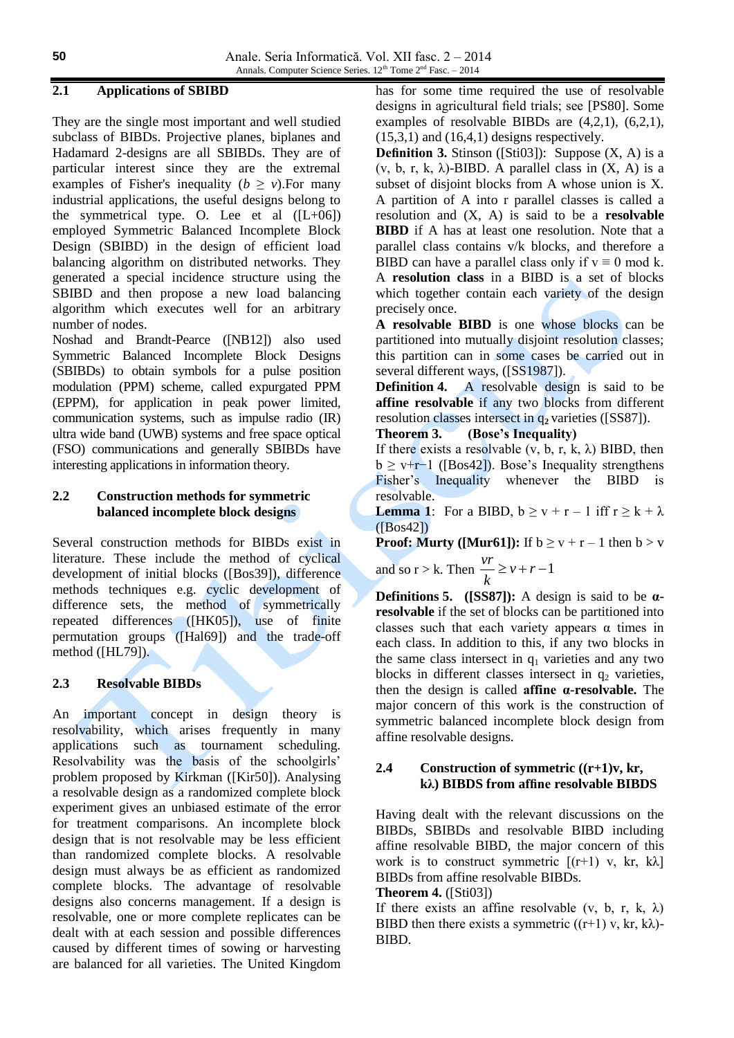## 2.1 Applications of SBIBD

They are the single most important and well studied subclass of BIBDs. Projective planes, biplanes and Hadamard 2-designs are all SBIBDs. They are of particular interest since they are the extremal examples of Fisher's inequality ($b \geq v$).For many industrial applications, the useful designs belong to the symmetrical type. O. Lee et al ([L+06]) employed Symmetric Balanced Incomplete Block Design (SBIBD) in the design of efficient load balancing algorithm on distributed networks. They generated a special incidence structure using the SBIBD and then propose a new load balancing algorithm which executes well for an arbitrary number of nodes.

Noshad and Brandt-Pearce ([NB12]) also used Symmetric Balanced Incomplete Block Designs (SBIBDs) to obtain symbols for a pulse position modulation (PPM) scheme, called expurgated PPM (EPPM), for application in peak power limited, communication systems, such as impulse radio (IR) ultra wide band (UWB) systems and free space optical (FSO) communications and generally SBIBDs have interesting applications in information theory.

## 2.2 Construction methods for symmetric balanced incomplete block designs

Several construction methods for BIBDs exist in literature. These include the method of cyclical development of initial blocks ([Bos39]), difference methods techniques e.g. cyclic development of difference sets, the method of symmetrically repeated differences ([HK05]), use of finite permutation groups ([Hal69]) and the trade-off method ([HL79]).

## 2.3 Resolvable BIBDs

An important concept in design theory is resolvability, which arises frequently in many applications such as tournament scheduling. Resolvability was the basis of the schoolgirls' problem proposed by Kirkman ([Kir50]). Analysing a resolvable design as a randomized complete block experiment gives an unbiased estimate of the error for treatment comparisons. An incomplete block design that is not resolvable may be less efficient than randomized complete blocks. A resolvable design must always be as efficient as randomized complete blocks. The advantage of resolvable designs also concerns management. If a design is resolvable, one or more complete replicates can be dealt with at each session and possible differences caused by different times of sowing or harvesting are balanced for all varieties. The United Kingdom has for some time required the use of resolvable designs in agricultural field trials; see [PS80]. Some examples of resolvable BIBDs are (4,2,1), (6,2,1), (15,3,1) and (16,4,1) designs respectively.

**Definition 3.** Stinson ([Sti03]): Suppose (X, A) is a (v, b, r, k, λ)-BIBD. A parallel class in (X, A) is a subset of disjoint blocks from A whose union is X. A partition of A into r parallel classes is called a resolution and (X, A) is said to be a **resolvable BIBD** if A has at least one resolution. Note that a parallel class contains v/k blocks, and therefore a BIBD can have a parallel class only if $v \equiv 0 \bmod k$.

A **resolution class** in a BIBD is a set of blocks which together contain each variety of the design precisely once.

**A resolvable BIBD** is one whose blocks can be partitioned into mutually disjoint resolution classes; this partition can in some cases be carried out in several different ways, ([SS1987]).

**Definition 4.** A resolvable design is said to be **affine resolvable** if any two blocks from different resolution classes intersect in $q_2$ varieties ([SS87]).

**Theorem 3. (Bose's Inequality)**

If there exists a resolvable (v, b, r, k, λ) BIBD, then $b \geq v+r-1$ ([Bos42]). Bose's Inequality strengthens Fisher's Inequality whenever the BIBD is resolvable.

**Lemma 1**: For a BIBD, $b \geq v + r - 1$ iff $r \geq k + \lambda$ ([Bos42])

**Proof: Murty ([Mur61]):** If $b \geq v + r - 1$ then $b > v$ and so $r > k$. Then $\dfrac{vr}{k} \geq v + r - 1$

**Definitions 5. ([SS87]):** A design is said to be **α-resolvable** if the set of blocks can be partitioned into classes such that each variety appears α times in each class. In addition to this, if any two blocks in the same class intersect in $q_1$ varieties and any two blocks in different classes intersect in $q_2$ varieties, then the design is called **affine α-resolvable.** The major concern of this work is the construction of symmetric balanced incomplete block design from affine resolvable designs.

## 2.4 Construction of symmetric ((r+1)v, kr, kλ) BIBDS from affine resolvable BIBDS

Having dealt with the relevant discussions on the BIBDs, SBIBDs and resolvable BIBD including affine resolvable BIBD, the major concern of this work is to construct symmetric [(r+1) v, kr, kλ] BIBDs from affine resolvable BIBDs.

**Theorem 4.** ([Sti03])

If there exists an affine resolvable (v, b, r, k, λ) BIBD then there exists a symmetric ((r+1) v, kr, kλ)-BIBD.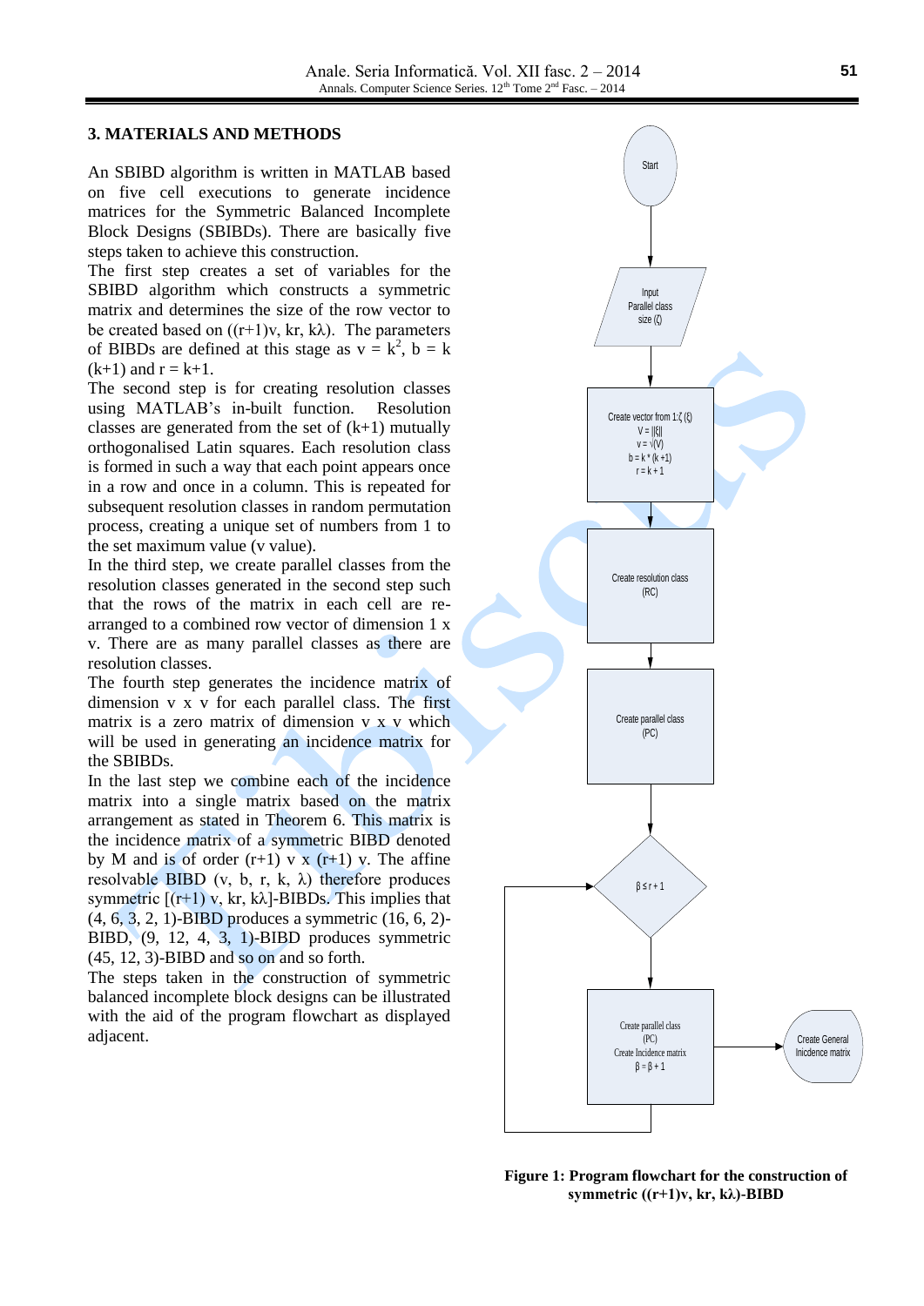## 3. MATERIALS AND METHODS

An SBIBD algorithm is written in MATLAB based on five cell executions to generate incidence matrices for the Symmetric Balanced Incomplete Block Designs (SBIBDs). There are basically five steps taken to achieve this construction.

The first step creates a set of variables for the SBIBD algorithm which constructs a symmetric matrix and determines the size of the row vector to be created based on $((r+1)v, kr, k\lambda)$. The parameters of BIBDs are defined at this stage as $v = k^2$, $b = k(k+1)$ and $r = k+1$.

The second step is for creating resolution classes using MATLAB's in-built function. Resolution classes are generated from the set of $(k+1)$ mutually orthogonalised Latin squares. Each resolution class is formed in such a way that each point appears once in a row and once in a column. This is repeated for subsequent resolution classes in random permutation process, creating a unique set of numbers from 1 to the set maximum value (v value).

In the third step, we create parallel classes from the resolution classes generated in the second step such that the rows of the matrix in each cell are re-arranged to a combined row vector of dimension 1 x v. There are as many parallel classes as there are resolution classes.

The fourth step generates the incidence matrix of dimension v x v for each parallel class. The first matrix is a zero matrix of dimension v x v which will be used in generating an incidence matrix for the SBIBDs.

In the last step we combine each of the incidence matrix into a single matrix based on the matrix arrangement as stated in Theorem 6. This matrix is the incidence matrix of a symmetric BIBD denoted by M and is of order $(r+1)$ v x $(r+1)$ v. The affine resolvable BIBD $(v, b, r, k, \lambda)$ therefore produces symmetric $[(r+1)\,v, kr, k\lambda]$-BIBDs. This implies that (4, 6, 3, 2, 1)-BIBD produces a symmetric (16, 6, 2)-BIBD, (9, 12, 4, 3, 1)-BIBD produces symmetric (45, 12, 3)-BIBD and so on and so forth.

The steps taken in the construction of symmetric balanced incomplete block designs can be illustrated with the aid of the program flowchart as displayed adjacent.

Start → Input Parallel class size (ζ) → Create vector from 1:ζ (ξ); V = ||ξ||; v = √(V); b = k * (k +1); r = k + 1 → Create resolution class (RC) → Create parallel class (PC) → β ≤ r + 1 → Create parallel class (PC); Create Incidence matrix; β = β + 1 → Create General Inicdence matrix

**Figure 1: Program flowchart for the construction of symmetric $((r+1)v, kr, k\lambda)$-BIBD**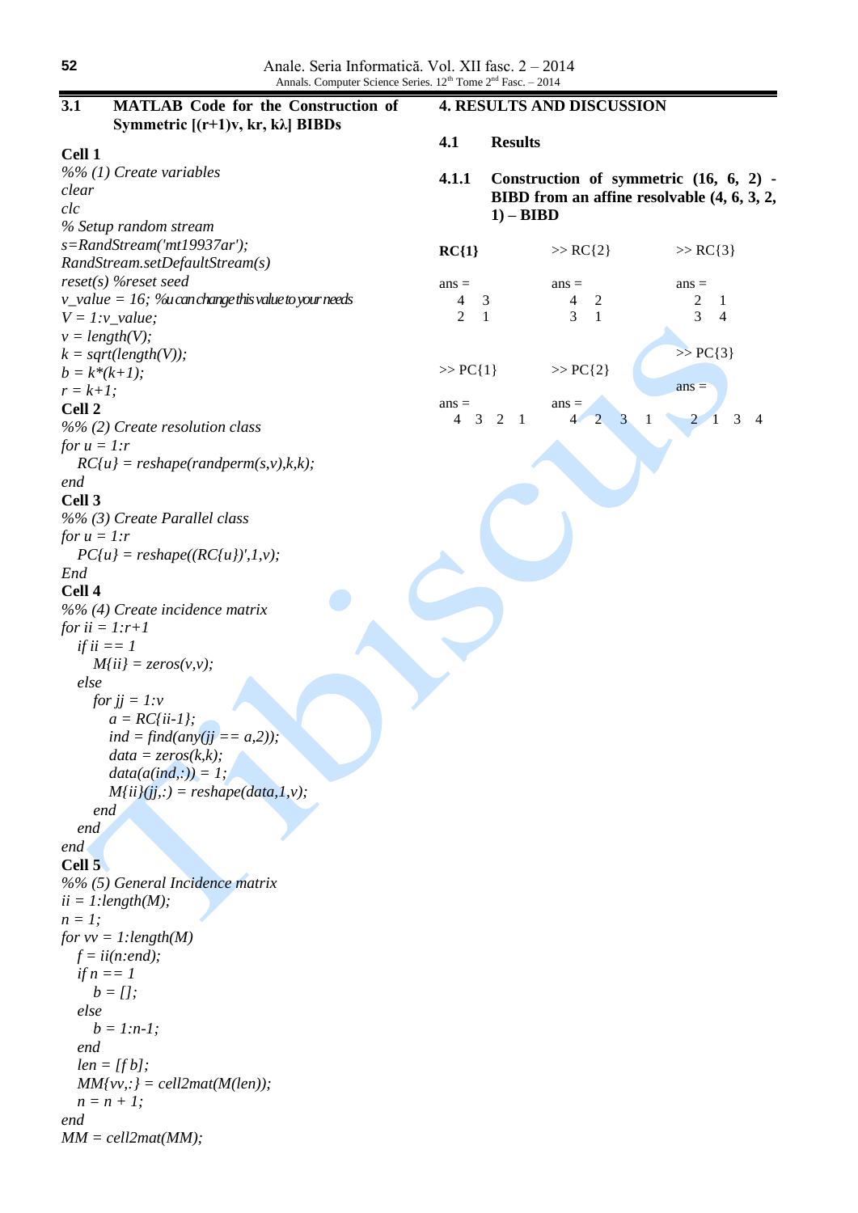## 3.1 MATLAB Code for the Construction of Symmetric [(r+1)v, kr, kλ] BIBDs

**Cell 1**

```
%% (1) Create variables
clear
clc
% Setup random stream
s=RandStream('mt19937ar');
RandStream.setDefaultStream(s)
reset(s) %reset seed
v_value = 16; %u can change this value to your needs
V = 1:v_value;
v = length(V);
k = sqrt(length(V));
b = k*(k+1);
r = k+1;
```

**Cell 2**

```
%% (2) Create resolution class
for u = 1:r
   RC{u} = reshape(randperm(s,v),k,k);
end
```

**Cell 3**

```
%% (3) Create Parallel class
for u = 1:r
   PC{u} = reshape((RC{u})',1,v);
End
```

**Cell 4**

```
%% (4) Create incidence matrix
for ii = 1:r+1
   if ii == 1
      M{ii} = zeros(v,v);
   else
      for jj = 1:v
         a = RC{ii-1};
         ind = find(any(jj == a,2));
         data = zeros(k,k);
         data(a(ind,:)) = 1;
         M{ii}(jj,:) = reshape(data,1,v);
      end
   end
end
```

**Cell 5**

```
%% (5) General Incidence matrix
ii = 1:length(M);
n = 1;
for vv = 1:length(M)
   f = ii(n:end);
   if n == 1
      b = [];
   else
      b = 1:n-1;
   end
   len = [f b];
   MM{vv,:} = cell2mat(M(len));
   n = n + 1;
end
MM = cell2mat(MM);
```

# 4. RESULTS AND DISCUSSION

## 4.1 Results

### 4.1.1 Construction of symmetric (16, 6, 2) - BIBD from an affine resolvable (4, 6, 3, 2, 1) – BIBD

**RC{1}**

```
ans =
   4   3
   2   1
```

```
>> RC{2}

ans =
   4   2
   3   1
```

```
>> RC{3}

ans =
   2   1
   3   4
```

```
>> PC{1}

ans =
   4   3   2   1
```

```
>> PC{2}

ans =
   4   2   3   1
```

```
>> PC{3}

ans =
   2   1   3   4
```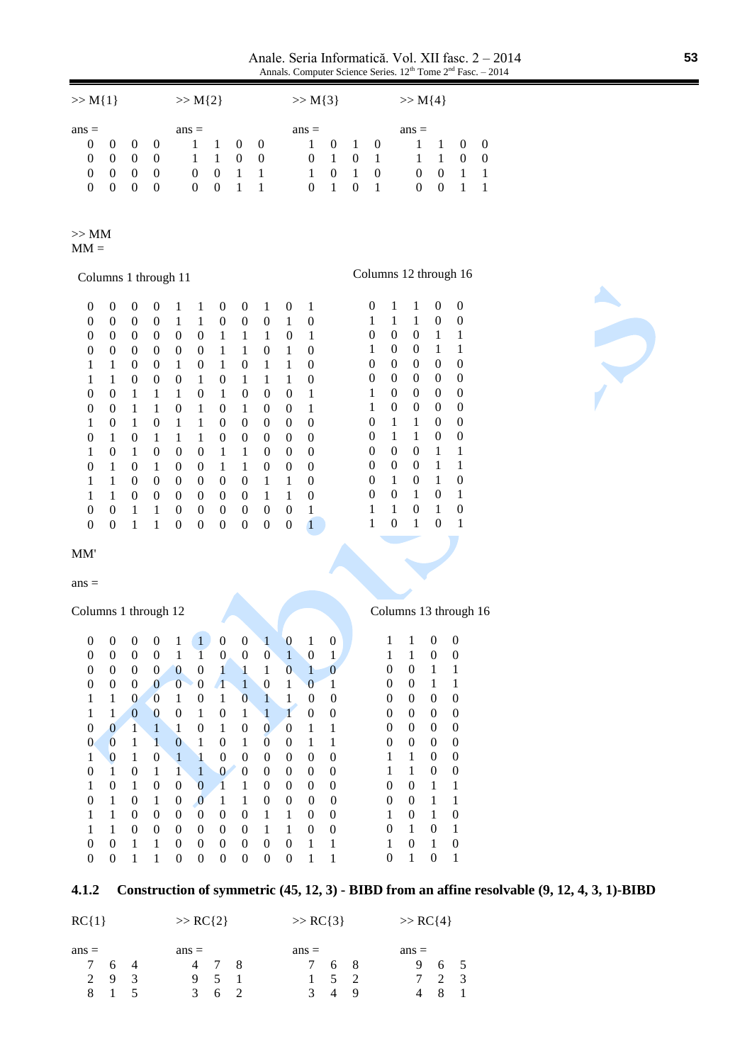```
>> M{1}

ans =
     0     0     0     0
     0     0     0     0
     0     0     0     0
     0     0     0     0
```

```
>> M{2}

ans =
     1     1     0     0
     1     1     0     0
     0     0     1     1
     0     0     1     1
```

```
>> M{3}

ans =
     1     0     1     0
     0     1     0     1
     1     0     1     0
     0     1     0     1
```

```
>> M{4}

ans =
     1     1     0     0
     1     1     0     0
     0     0     1     1
     0     0     1     1
```

```
>> MM
MM =

  Columns 1 through 11

     0     0     0     0     1     1     0     0     1     0     1
     0     0     0     0     1     1     0     0     0     1     0
     0     0     0     0     0     0     1     1     1     0     1
     0     0     0     0     0     0     1     1     0     1     0
     1     1     0     0     1     0     1     0     1     1     0
     1     1     0     0     0     1     0     1     1     1     0
     0     0     1     1     1     0     1     0     0     0     1
     0     0     1     1     0     1     0     1     0     0     1
     1     0     1     0     1     1     0     0     0     0     0
     0     1     0     1     1     1     0     0     0     0     0
     1     0     1     0     0     0     1     1     0     0     0
     0     1     0     1     0     0     1     1     0     0     0
     1     1     0     0     0     0     0     0     1     1     0
     1     1     0     0     0     0     0     0     1     1     0
     0     0     1     1     0     0     0     0     0     0     1
     0     0     1     1     0     0     0     0     0     0     1

  Columns 12 through 16

     0     1     1     0     0
     1     1     1     0     0
     0     0     0     1     1
     1     0     0     1     1
     0     0     0     0     0
     0     0     0     0     0
     1     0     0     0     0
     1     0     0     0     0
     0     1     1     0     0
     0     1     1     0     0
     0     0     0     1     1
     0     0     0     1     1
     0     1     0     1     0
     0     0     1     0     1
     1     1     0     1     0
     1     0     1     0     1
```

```
MM'

ans =

  Columns 1 through 12

     0     0     0     0     1     1     0     0     1     0     1     0
     0     0     0     0     1     1     0     0     0     1     0     1
     0     0     0     0     0     0     1     1     1     0     1     0
     0     0     0     0     0     0     1     1     0     1     0     1
     1     1     0     0     1     0     1     0     1     1     0     0
     1     1     0     0     0     1     0     1     1     1     0     0
     0     0     1     1     1     0     1     0     0     0     1     1
     0     0     1     1     0     1     0     1     0     0     1     1
     1     0     1     0     1     1     0     0     0     0     0     0
     0     1     0     1     1     1     0     0     0     0     0     0
     1     0     1     0     0     0     1     1     0     0     0     0
     0     1     0     1     0     0     1     1     0     0     0     0
     1     1     0     0     0     0     0     0     1     1     0     0
     1     1     0     0     0     0     0     0     1     1     0     0
     0     0     1     1     0     0     0     0     0     0     1     1
     0     0     1     1     0     0     0     0     0     0     1     1

  Columns 13 through 16

     1     1     0     0
     1     1     0     0
     0     0     1     1
     0     0     1     1
     0     0     0     0
     0     0     0     0
     0     0     0     0
     0     0     0     0
     1     1     0     0
     1     1     0     0
     0     0     1     1
     0     0     1     1
     1     0     1     0
     0     1     0     1
     1     0     1     0
     0     1     0     1
```

### 4.1.2 Construction of symmetric (45, 12, 3) - BIBD from an affine resolvable (9, 12, 4, 3, 1)-BIBD

```
RC{1}

ans =
     7     6     4
     2     9     3
     8     1     5
```

```
>> RC{2}

ans =
     4     7     8
     9     5     1
     3     6     2
```

```
>> RC{3}

ans =
     7     6     8
     1     5     2
     3     4     9
```

```
>> RC{4}

ans =
     9     6     5
     7     2     3
     4     8     1
```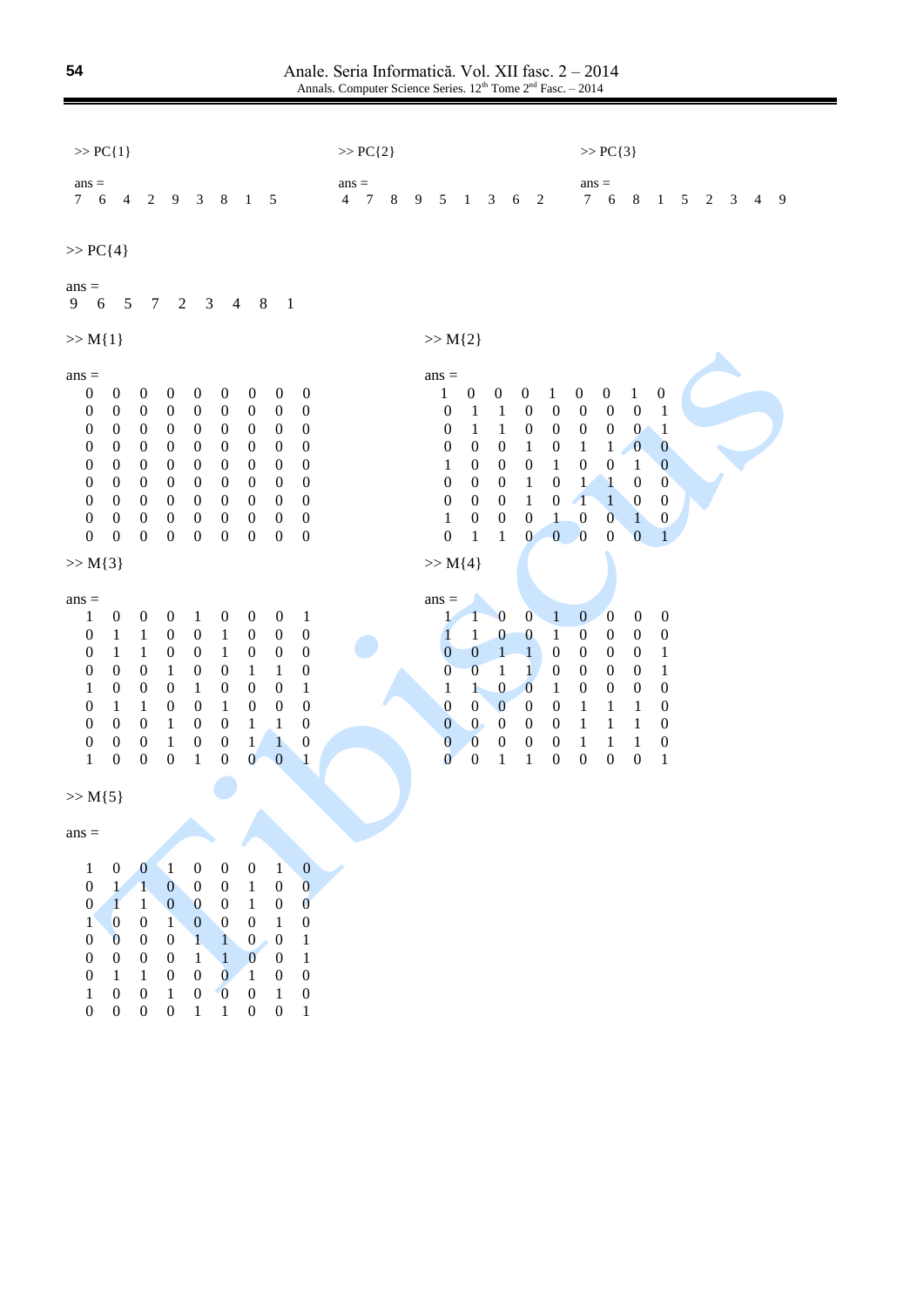```
>> PC{1}

ans =
7   6   4   2   9   3   8   1   5
```

```
>> PC{2}

ans =
4   7   8   9   5   1   3   6   2
```

```
>> PC{3}

ans =
7   6   8   1   5   2   3   4   9
```

```
>> PC{4}

ans =
9   6   5   7   2   3   4   8   1
```

```
>> M{1}

ans =
   0   0   0   0   0   0   0   0   0
   0   0   0   0   0   0   0   0   0
   0   0   0   0   0   0   0   0   0
   0   0   0   0   0   0   0   0   0
   0   0   0   0   0   0   0   0   0
   0   0   0   0   0   0   0   0   0
   0   0   0   0   0   0   0   0   0
   0   0   0   0   0   0   0   0   0
   0   0   0   0   0   0   0   0   0
```

```
>> M{2}

ans =
   1   0   0   0   1   0   0   1   0
   0   1   1   0   0   0   0   0   1
   0   1   1   0   0   0   0   0   1
   0   0   0   1   0   1   1   0   0
   1   0   0   0   1   0   0   1   0
   0   0   0   1   0   1   1   0   0
   0   0   0   1   0   1   1   0   0
   1   0   0   0   1   0   0   1   0
   0   1   1   0   0   0   0   0   1
```

```
>> M{3}

ans =
   1   0   0   0   1   0   0   0   1
   0   1   1   0   0   1   0   0   0
   0   1   1   0   0   1   0   0   0
   0   0   0   1   0   0   1   1   0
   1   0   0   0   1   0   0   0   1
   0   1   1   0   0   1   0   0   0
   0   0   0   1   0   0   1   1   0
   0   0   0   1   0   0   1   1   0
   1   0   0   0   1   0   0   0   1
```

```
>> M{4}

ans =
   1   1   0   0   1   0   0   0   0
   1   1   0   0   1   0   0   0   0
   0   0   1   1   0   0   0   0   1
   0   0   1   1   0   0   0   0   1
   1   1   0   0   1   0   0   0   0
   0   0   0   0   0   1   1   1   0
   0   0   0   0   0   1   1   1   0
   0   0   0   0   0   1   1   1   0
   0   0   1   1   0   0   0   0   1
```

```
>> M{5}

ans =

   1   0   0   1   0   0   0   1   0
   0   1   1   0   0   0   1   0   0
   0   1   1   0   0   0   1   0   0
   1   0   0   1   0   0   0   1   0
   0   0   0   0   1   1   0   0   1
   0   0   0   0   1   1   0   0   1
   0   1   1   0   0   0   1   0   0
   1   0   0   1   0   0   0   1   0
   0   0   0   0   1   1   0   0   1
```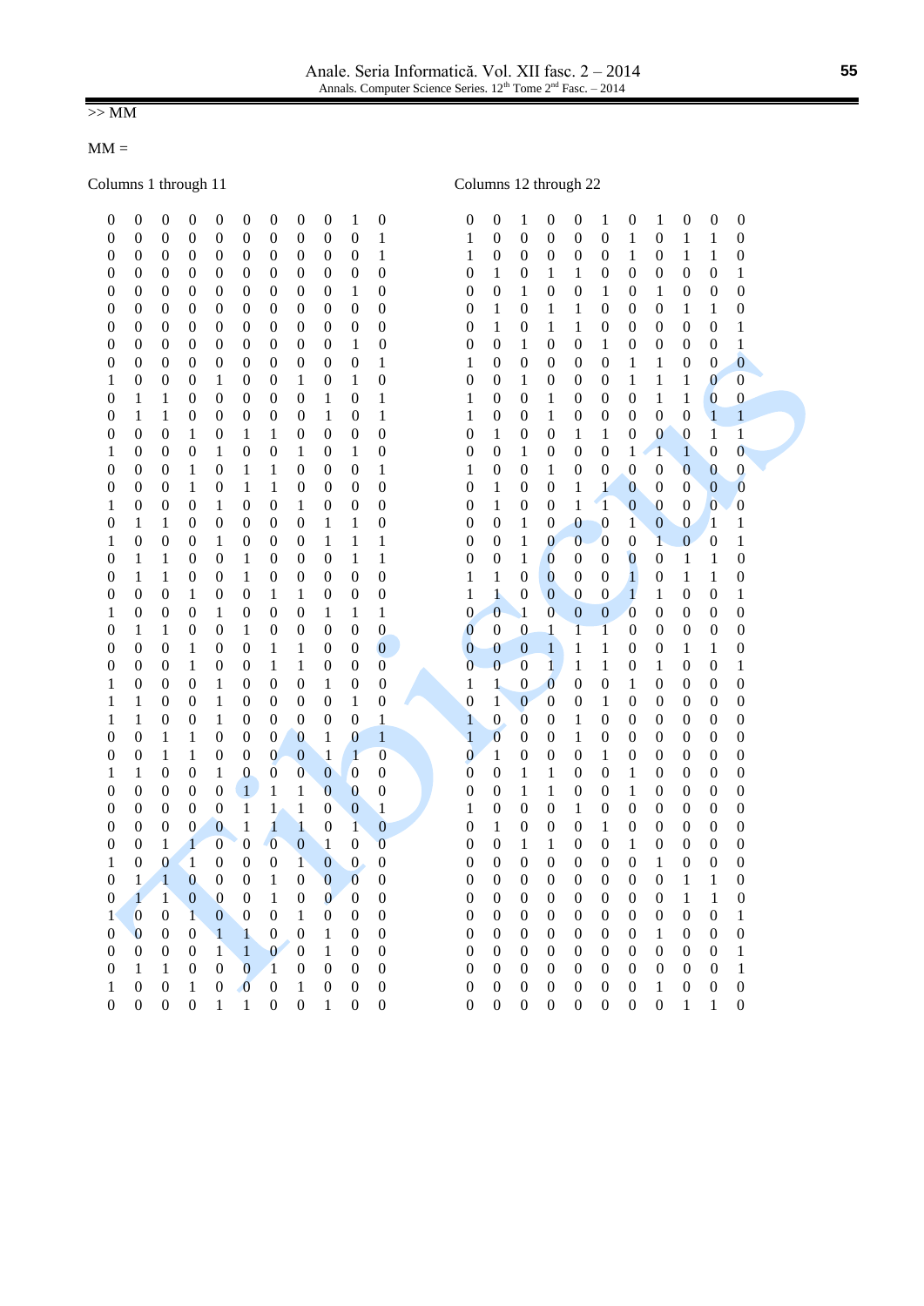```
>> MM

MM =

Columns 1 through 11

0 0 0 0 0 0 0 0 0 1 0
0 0 0 0 0 0 0 0 0 0 1
0 0 0 0 0 0 0 0 0 0 1
0 0 0 0 0 0 0 0 0 0 0
0 0 0 0 0 0 0 0 0 1 0
0 0 0 0 0 0 0 0 0 0 0
0 0 0 0 0 0 0 0 0 0 0
0 0 0 0 0 0 0 0 0 1 0
0 0 0 0 0 0 0 0 0 0 1
1 0 0 0 1 0 0 1 0 1 0
0 1 1 0 0 0 0 0 1 0 1
0 1 1 0 0 0 0 0 1 0 1
0 0 0 1 0 1 1 0 0 0 0
1 0 0 0 1 0 0 1 0 1 0
0 0 0 1 0 1 1 0 0 0 1
0 0 0 1 0 1 1 0 0 0 0
1 0 0 0 1 0 0 1 0 0 0
0 1 1 0 0 0 0 0 1 1 0
1 0 0 0 1 0 0 0 1 1 1
0 1 1 0 0 1 0 0 0 1 1
0 1 1 0 0 1 0 0 0 0 0
0 0 0 1 0 0 1 1 0 0 0
1 0 0 0 1 0 0 0 1 1 1
0 1 1 0 0 1 0 0 0 0 0
0 0 0 1 0 0 1 1 0 0 0
0 0 0 1 0 0 1 1 0 0 0
1 0 0 0 1 0 0 0 1 0 0
1 1 0 0 1 0 0 0 0 1 0
1 1 0 0 1 0 0 0 0 0 1
0 0 1 1 0 0 0 0 1 0 1
0 0 1 1 0 0 0 0 1 1 0
1 1 0 0 1 0 0 0 0 0 0
0 0 0 0 0 1 1 1 0 0 0
0 0 0 0 0 1 1 1 0 0 1
0 0 0 0 0 1 1 1 0 1 0
0 0 1 1 0 0 0 0 1 0 0
1 0 0 1 0 0 0 1 0 0 0
0 1 1 0 0 0 1 0 0 0 0
0 1 1 0 0 0 1 0 0 0 0
1 0 0 1 0 0 0 1 0 0 0
0 0 0 0 1 1 0 0 1 0 0
0 0 0 0 1 1 0 0 1 0 0
0 1 1 0 0 0 1 0 0 0 0
1 0 0 1 0 0 0 1 0 0 0
0 0 0 0 1 1 0 0 1 0 0

Columns 12 through 22

0 0 1 0 0 1 0 1 0 0 0
1 0 0 0 0 0 1 0 1 1 0
1 0 0 0 0 0 1 0 1 1 0
0 1 0 1 1 0 0 0 0 0 1
0 0 1 0 0 1 0 1 0 0 0
0 1 0 1 1 0 0 0 1 1 0
0 1 0 1 1 0 0 0 0 0 1
0 0 1 0 0 1 0 0 0 0 1
1 0 0 0 0 0 1 1 0 0 0
0 0 1 0 0 0 1 1 1 0 0
1 0 0 1 0 0 0 1 1 0 0
1 0 0 1 0 0 0 0 0 1 1
0 1 0 0 1 1 0 0 0 1 1
0 0 1 0 0 0 1 1 1 0 0
1 0 0 1 0 0 0 0 0 0 0
0 1 0 0 1 1 0 0 0 0 0
0 1 0 0 1 1 0 0 0 0 0
0 0 1 0 0 0 1 0 0 1 1
0 0 1 0 0 0 0 1 0 0 1
0 0 1 0 0 0 0 0 1 1 0
1 1 0 0 0 0 1 0 1 1 0
1 1 0 0 0 0 1 1 0 0 1
0 0 1 0 0 0 0 0 0 0 0
0 0 0 1 1 1 0 0 0 0 0
0 0 0 1 1 1 0 0 1 1 0
0 0 0 1 1 1 0 1 0 0 1
1 1 0 0 0 0 1 0 0 0 0
0 1 0 0 0 1 0 0 0 0 0
1 0 0 0 1 0 0 0 0 0 0
1 0 0 0 1 0 0 0 0 0 0
0 1 0 0 0 1 0 0 0 0 0
0 0 1 1 0 0 1 0 0 0 0
0 0 1 1 0 0 1 0 0 0 0
1 0 0 0 1 0 0 0 0 0 0
0 1 0 0 0 1 0 0 0 0 0
0 0 1 1 0 0 1 0 0 0 0
0 0 0 0 0 0 0 1 0 0 0
0 0 0 0 0 0 0 0 1 1 0
0 0 0 0 0 0 0 0 1 1 0
0 0 0 0 0 0 0 0 0 0 1
0 0 0 0 0 0 0 1 0 0 0
0 0 0 0 0 0 0 0 0 0 1
0 0 0 0 0 0 0 0 0 0 1
0 0 0 0 0 0 0 1 0 0 0
0 0 0 0 0 0 0 0 1 1 0
```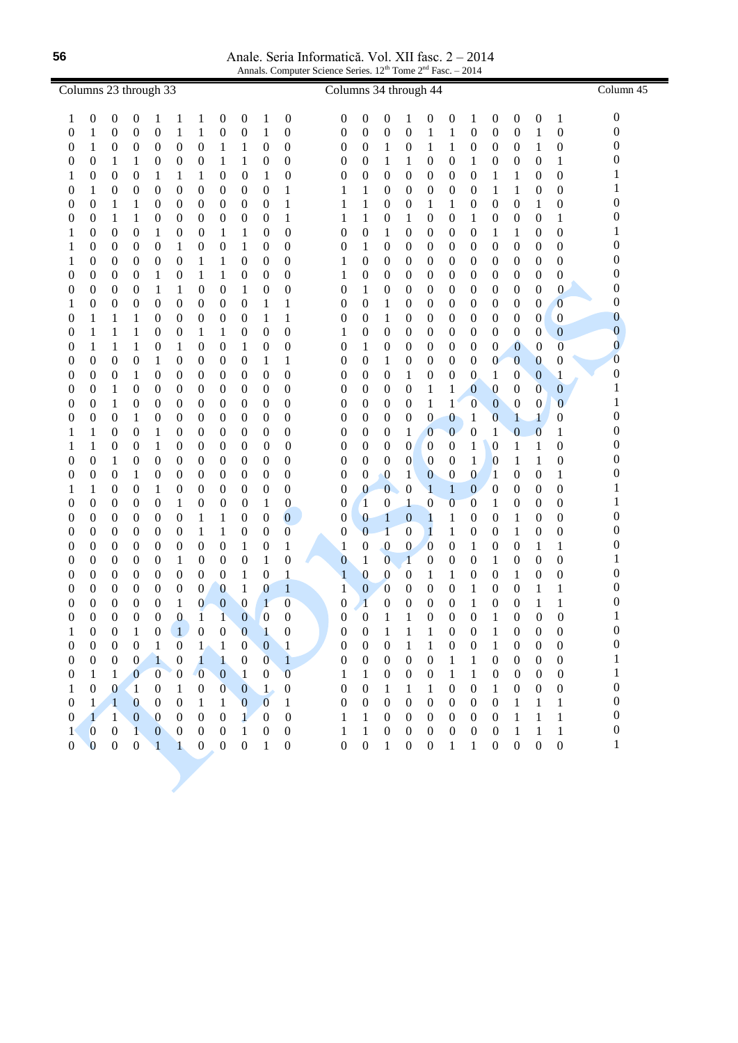Columns 23 through 33

| | | | | | | | | | | |
|---|---|---|---|---|---|---|---|---|---|---|
| 1 | 0 | 0 | 0 | 1 | 1 | 1 | 0 | 0 | 1 | 0 |
| 0 | 1 | 0 | 0 | 0 | 1 | 1 | 0 | 0 | 1 | 0 |
| 0 | 1 | 0 | 0 | 0 | 0 | 0 | 1 | 1 | 0 | 0 |
| 0 | 0 | 1 | 1 | 0 | 0 | 0 | 1 | 1 | 0 | 0 |
| 1 | 0 | 0 | 0 | 1 | 1 | 1 | 0 | 0 | 1 | 0 |
| 0 | 1 | 0 | 0 | 0 | 0 | 0 | 0 | 0 | 0 | 1 |
| 0 | 0 | 1 | 1 | 0 | 0 | 0 | 0 | 0 | 0 | 1 |
| 0 | 0 | 1 | 1 | 0 | 0 | 0 | 0 | 0 | 0 | 1 |
| 1 | 0 | 0 | 0 | 1 | 0 | 0 | 1 | 1 | 0 | 0 |
| 1 | 0 | 0 | 0 | 0 | 1 | 0 | 0 | 1 | 0 | 0 |
| 1 | 0 | 0 | 0 | 0 | 0 | 1 | 1 | 0 | 0 | 0 |
| 0 | 0 | 0 | 0 | 1 | 0 | 1 | 1 | 0 | 0 | 0 |
| 0 | 0 | 0 | 0 | 1 | 1 | 0 | 0 | 1 | 0 | 0 |
| 1 | 0 | 0 | 0 | 0 | 0 | 0 | 0 | 0 | 1 | 1 |
| 0 | 1 | 1 | 1 | 0 | 0 | 0 | 0 | 0 | 1 | 1 |
| 0 | 1 | 1 | 1 | 0 | 0 | 1 | 1 | 0 | 0 | 0 |
| 0 | 1 | 1 | 1 | 0 | 1 | 0 | 0 | 1 | 0 | 0 |
| 0 | 0 | 0 | 0 | 1 | 0 | 0 | 0 | 0 | 1 | 1 |
| 0 | 0 | 0 | 1 | 0 | 0 | 0 | 0 | 0 | 0 | 0 |
| 0 | 0 | 1 | 0 | 0 | 0 | 0 | 0 | 0 | 0 | 0 |
| 0 | 0 | 1 | 0 | 0 | 0 | 0 | 0 | 0 | 0 | 0 |
| 0 | 0 | 0 | 1 | 0 | 0 | 0 | 0 | 0 | 0 | 0 |
| 1 | 1 | 0 | 0 | 1 | 0 | 0 | 0 | 0 | 0 | 0 |
| 1 | 1 | 0 | 0 | 1 | 0 | 0 | 0 | 0 | 0 | 0 |
| 0 | 0 | 1 | 0 | 0 | 0 | 0 | 0 | 0 | 0 | 0 |
| 0 | 0 | 0 | 1 | 0 | 0 | 0 | 0 | 0 | 0 | 0 |
| 1 | 1 | 0 | 0 | 1 | 0 | 0 | 0 | 0 | 0 | 0 |
| 0 | 0 | 0 | 0 | 0 | 1 | 0 | 0 | 0 | 1 | 0 |
| 0 | 0 | 0 | 0 | 0 | 0 | 1 | 1 | 0 | 0 | 0 |
| 0 | 0 | 0 | 0 | 0 | 0 | 1 | 1 | 0 | 0 | 0 |
| 0 | 0 | 0 | 0 | 0 | 0 | 0 | 0 | 1 | 0 | 1 |
| 0 | 0 | 0 | 0 | 0 | 1 | 0 | 0 | 0 | 1 | 0 |
| 0 | 0 | 0 | 0 | 0 | 0 | 0 | 0 | 1 | 0 | 1 |
| 0 | 0 | 0 | 0 | 0 | 0 | 0 | 0 | 1 | 0 | 1 |
| 0 | 0 | 0 | 0 | 0 | 1 | 0 | 0 | 0 | 1 | 0 |
| 0 | 0 | 0 | 0 | 0 | 0 | 1 | 1 | 0 | 0 | 0 |
| 1 | 0 | 0 | 1 | 0 | 1 | 0 | 0 | 0 | 1 | 0 |
| 0 | 0 | 0 | 0 | 1 | 0 | 1 | 1 | 0 | 0 | 1 |
| 0 | 0 | 0 | 0 | 1 | 0 | 1 | 1 | 0 | 0 | 1 |
| 0 | 1 | 1 | 0 | 0 | 0 | 0 | 0 | 1 | 0 | 0 |
| 1 | 0 | 0 | 1 | 0 | 1 | 0 | 0 | 0 | 1 | 0 |
| 0 | 1 | 1 | 0 | 0 | 0 | 1 | 1 | 0 | 0 | 1 |
| 0 | 1 | 1 | 0 | 0 | 0 | 0 | 0 | 1 | 0 | 0 |
| 1 | 0 | 0 | 1 | 0 | 0 | 0 | 0 | 1 | 0 | 0 |
| 0 | 0 | 0 | 0 | 1 | 1 | 0 | 0 | 0 | 1 | 0 |

Columns 34 through 44

| | | | | | | | | | | |
|---|---|---|---|---|---|---|---|---|---|---|
| 0 | 0 | 0 | 1 | 0 | 0 | 1 | 0 | 0 | 0 | 1 |
| 0 | 0 | 0 | 0 | 1 | 1 | 0 | 0 | 0 | 1 | 0 |
| 0 | 0 | 1 | 0 | 1 | 1 | 0 | 0 | 0 | 1 | 0 |
| 0 | 0 | 1 | 1 | 0 | 0 | 1 | 0 | 0 | 0 | 1 |
| 0 | 0 | 0 | 0 | 0 | 0 | 0 | 1 | 1 | 0 | 0 |
| 1 | 1 | 0 | 0 | 0 | 0 | 0 | 1 | 1 | 0 | 0 |
| 1 | 1 | 0 | 0 | 1 | 1 | 0 | 0 | 0 | 1 | 0 |
| 1 | 1 | 0 | 1 | 0 | 0 | 1 | 0 | 0 | 0 | 1 |
| 0 | 0 | 1 | 0 | 0 | 0 | 0 | 1 | 1 | 0 | 0 |
| 0 | 1 | 0 | 0 | 0 | 0 | 0 | 0 | 0 | 0 | 0 |
| 1 | 0 | 0 | 0 | 0 | 0 | 0 | 0 | 0 | 0 | 0 |
| 1 | 0 | 0 | 0 | 0 | 0 | 0 | 0 | 0 | 0 | 0 |
| 0 | 1 | 0 | 0 | 0 | 0 | 0 | 0 | 0 | 0 | 0 |
| 0 | 0 | 1 | 0 | 0 | 0 | 0 | 0 | 0 | 0 | 0 |
| 0 | 0 | 1 | 0 | 0 | 0 | 0 | 0 | 0 | 0 | 0 |
| 1 | 0 | 0 | 0 | 0 | 0 | 0 | 0 | 0 | 0 | 0 |
| 0 | 1 | 0 | 0 | 0 | 0 | 0 | 0 | 0 | 0 | 0 |
| 0 | 0 | 1 | 0 | 0 | 0 | 0 | 0 | 0 | 0 | 0 |
| 0 | 0 | 0 | 1 | 0 | 0 | 0 | 1 | 0 | 0 | 1 |
| 0 | 0 | 0 | 0 | 1 | 1 | 0 | 0 | 0 | 0 | 0 |
| 0 | 0 | 0 | 0 | 1 | 1 | 0 | 0 | 0 | 0 | 0 |
| 0 | 0 | 0 | 0 | 0 | 0 | 1 | 0 | 1 | 1 | 0 |
| 0 | 0 | 0 | 1 | 0 | 0 | 0 | 1 | 0 | 0 | 1 |
| 0 | 0 | 0 | 0 | 0 | 0 | 1 | 0 | 1 | 1 | 0 |
| 0 | 0 | 0 | 0 | 0 | 0 | 1 | 0 | 1 | 1 | 0 |
| 0 | 0 | 0 | 1 | 0 | 0 | 0 | 1 | 0 | 0 | 1 |
| 0 | 0 | 0 | 0 | 1 | 1 | 0 | 0 | 0 | 0 | 0 |
| 0 | 1 | 0 | 1 | 0 | 0 | 0 | 1 | 0 | 0 | 0 |
| 0 | 0 | 1 | 0 | 1 | 1 | 0 | 0 | 1 | 0 | 0 |
| 0 | 0 | 1 | 0 | 1 | 1 | 0 | 0 | 1 | 0 | 0 |
| 1 | 0 | 0 | 0 | 0 | 0 | 1 | 0 | 0 | 1 | 1 |
| 0 | 1 | 0 | 1 | 0 | 0 | 0 | 1 | 0 | 0 | 0 |
| 1 | 0 | 0 | 0 | 1 | 1 | 0 | 0 | 1 | 0 | 0 |
| 1 | 0 | 0 | 0 | 0 | 0 | 1 | 0 | 0 | 1 | 1 |
| 0 | 1 | 0 | 0 | 0 | 0 | 1 | 0 | 0 | 1 | 1 |
| 0 | 0 | 1 | 1 | 0 | 0 | 0 | 1 | 0 | 0 | 0 |
| 0 | 0 | 1 | 1 | 1 | 0 | 0 | 1 | 0 | 0 | 0 |
| 0 | 0 | 0 | 1 | 1 | 0 | 0 | 1 | 0 | 0 | 0 |
| 0 | 0 | 0 | 0 | 0 | 1 | 1 | 0 | 0 | 0 | 0 |
| 1 | 1 | 0 | 0 | 0 | 1 | 1 | 0 | 0 | 0 | 0 |
| 0 | 0 | 1 | 1 | 1 | 0 | 0 | 1 | 0 | 0 | 0 |
| 0 | 0 | 0 | 0 | 0 | 0 | 0 | 0 | 1 | 1 | 1 |
| 1 | 1 | 0 | 0 | 0 | 0 | 0 | 0 | 1 | 1 | 1 |
| 1 | 1 | 0 | 0 | 0 | 0 | 0 | 0 | 1 | 1 | 1 |
| 0 | 0 | 1 | 0 | 0 | 1 | 1 | 0 | 0 | 0 | 0 |

Column 45

| |
|---|
| 0 |
| 0 |
| 0 |
| 0 |
| 1 |
| 1 |
| 0 |
| 0 |
| 1 |
| 0 |
| 0 |
| 0 |
| 0 |
| 0 |
| 0 |
| 0 |
| 0 |
| 0 |
| 0 |
| 1 |
| 1 |
| 0 |
| 0 |
| 0 |
| 0 |
| 1 |
| 1 |
| 0 |
| 0 |
| 0 |
| 1 |
| 0 |
| 0 |
| 0 |
| 1 |
| 0 |
| 0 |
| 1 |
| 1 |
| 0 |
| 0 |
| 0 |
| 0 |
| 1 |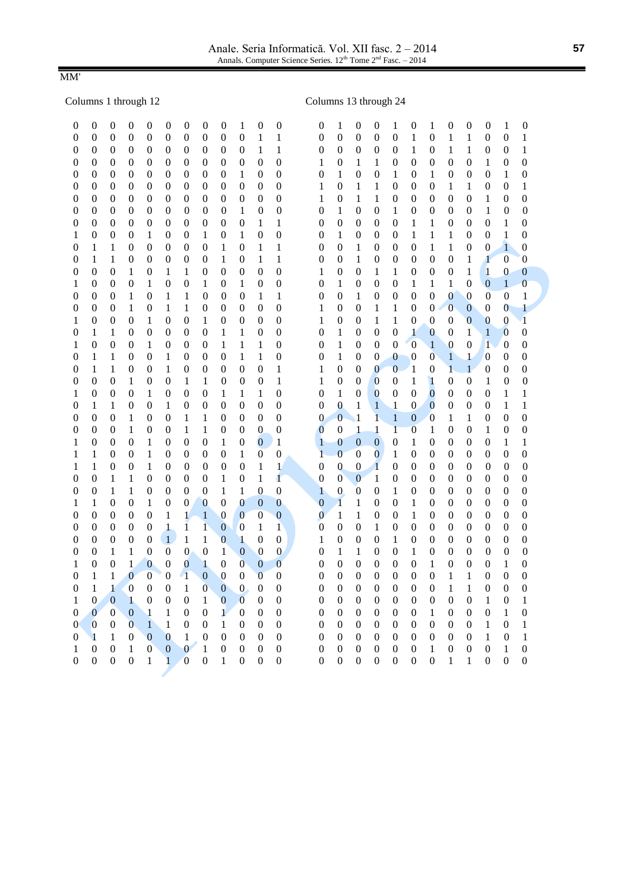MM'

Columns 1 through 12

| | | | | | | | | | | | |
|---|---|---|---|---|---|---|---|---|---|---|---|
| 0 | 0 | 0 | 0 | 0 | 0 | 0 | 0 | 0 | 1 | 0 | 0 |
| 0 | 0 | 0 | 0 | 0 | 0 | 0 | 0 | 0 | 0 | 1 | 1 |
| 0 | 0 | 0 | 0 | 0 | 0 | 0 | 0 | 0 | 0 | 1 | 1 |
| 0 | 0 | 0 | 0 | 0 | 0 | 0 | 0 | 0 | 0 | 0 | 0 |
| 0 | 0 | 0 | 0 | 0 | 0 | 0 | 0 | 0 | 1 | 0 | 0 |
| 0 | 0 | 0 | 0 | 0 | 0 | 0 | 0 | 0 | 0 | 0 | 0 |
| 0 | 0 | 0 | 0 | 0 | 0 | 0 | 0 | 0 | 0 | 0 | 0 |
| 0 | 0 | 0 | 0 | 0 | 0 | 0 | 0 | 0 | 1 | 0 | 0 |
| 0 | 0 | 0 | 0 | 0 | 0 | 0 | 0 | 0 | 0 | 1 | 1 |
| 1 | 0 | 0 | 0 | 1 | 0 | 0 | 1 | 0 | 1 | 0 | 0 |
| 0 | 1 | 1 | 0 | 0 | 0 | 0 | 0 | 1 | 0 | 1 | 1 |
| 0 | 1 | 1 | 0 | 0 | 0 | 0 | 0 | 1 | 0 | 1 | 1 |
| 0 | 0 | 0 | 1 | 0 | 1 | 1 | 0 | 0 | 0 | 0 | 0 |
| 1 | 0 | 0 | 0 | 1 | 0 | 0 | 1 | 0 | 1 | 0 | 0 |
| 0 | 0 | 0 | 1 | 0 | 1 | 1 | 0 | 0 | 0 | 1 | 1 |
| 0 | 0 | 0 | 1 | 0 | 1 | 1 | 0 | 0 | 0 | 0 | 0 |
| 1 | 0 | 0 | 0 | 1 | 0 | 0 | 1 | 0 | 0 | 0 | 0 |
| 0 | 1 | 1 | 0 | 0 | 0 | 0 | 0 | 1 | 1 | 0 | 0 |
| 1 | 0 | 0 | 0 | 1 | 0 | 0 | 0 | 1 | 1 | 1 | 0 |
| 0 | 1 | 1 | 0 | 0 | 1 | 0 | 0 | 0 | 1 | 1 | 0 |
| 0 | 1 | 1 | 0 | 0 | 1 | 0 | 0 | 0 | 0 | 0 | 1 |
| 0 | 0 | 0 | 1 | 0 | 0 | 1 | 1 | 0 | 0 | 0 | 1 |
| 1 | 0 | 0 | 0 | 1 | 0 | 0 | 0 | 1 | 1 | 1 | 0 |
| 0 | 1 | 1 | 0 | 0 | 1 | 0 | 0 | 0 | 0 | 0 | 0 |
| 0 | 0 | 0 | 1 | 0 | 0 | 1 | 1 | 0 | 0 | 0 | 0 |
| 0 | 0 | 0 | 1 | 0 | 0 | 1 | 1 | 0 | 0 | 0 | 0 |
| 1 | 0 | 0 | 0 | 1 | 0 | 0 | 0 | 1 | 0 | 0 | 1 |
| 1 | 1 | 0 | 0 | 1 | 0 | 0 | 0 | 0 | 1 | 0 | 0 |
| 1 | 1 | 0 | 0 | 1 | 0 | 0 | 0 | 0 | 0 | 1 | 1 |
| 0 | 0 | 1 | 1 | 0 | 0 | 0 | 0 | 1 | 0 | 1 | 1 |
| 0 | 0 | 1 | 1 | 0 | 0 | 0 | 0 | 1 | 1 | 0 | 0 |
| 1 | 1 | 0 | 0 | 1 | 0 | 0 | 0 | 0 | 0 | 0 | 0 |
| 0 | 0 | 0 | 0 | 0 | 1 | 1 | 1 | 0 | 0 | 0 | 0 |
| 0 | 0 | 0 | 0 | 0 | 1 | 1 | 1 | 0 | 0 | 1 | 1 |
| 0 | 0 | 0 | 0 | 0 | 1 | 1 | 1 | 0 | 1 | 0 | 0 |
| 0 | 0 | 1 | 1 | 0 | 0 | 0 | 0 | 1 | 0 | 0 | 0 |
| 1 | 0 | 0 | 1 | 0 | 0 | 0 | 1 | 0 | 0 | 0 | 0 |
| 0 | 1 | 1 | 0 | 0 | 0 | 1 | 0 | 0 | 0 | 0 | 0 |
| 0 | 1 | 1 | 0 | 0 | 0 | 1 | 0 | 0 | 0 | 0 | 0 |
| 1 | 0 | 0 | 1 | 0 | 0 | 0 | 1 | 0 | 0 | 0 | 0 |
| 0 | 0 | 0 | 0 | 1 | 1 | 0 | 0 | 1 | 0 | 0 | 0 |
| 0 | 0 | 0 | 0 | 1 | 1 | 0 | 0 | 1 | 0 | 0 | 0 |
| 0 | 1 | 1 | 0 | 0 | 0 | 1 | 0 | 0 | 0 | 0 | 0 |
| 1 | 0 | 0 | 1 | 0 | 0 | 0 | 1 | 0 | 0 | 0 | 0 |
| 0 | 0 | 0 | 0 | 1 | 1 | 0 | 0 | 1 | 0 | 0 | 0 |

Columns 13 through 24

| | | | | | | | | | | | |
|---|---|---|---|---|---|---|---|---|---|---|---|
| 0 | 1 | 0 | 0 | 1 | 0 | 1 | 0 | 0 | 0 | 1 | 0 |
| 0 | 0 | 0 | 0 | 0 | 1 | 0 | 1 | 1 | 0 | 0 | 1 |
| 0 | 0 | 0 | 0 | 0 | 1 | 0 | 1 | 1 | 0 | 0 | 1 |
| 1 | 0 | 1 | 1 | 0 | 0 | 0 | 0 | 0 | 1 | 0 | 0 |
| 0 | 1 | 0 | 0 | 1 | 0 | 1 | 0 | 0 | 0 | 1 | 0 |
| 1 | 0 | 1 | 1 | 0 | 0 | 0 | 1 | 1 | 0 | 0 | 1 |
| 1 | 0 | 1 | 1 | 0 | 0 | 0 | 0 | 0 | 1 | 0 | 0 |
| 0 | 1 | 0 | 0 | 1 | 0 | 0 | 0 | 0 | 1 | 0 | 0 |
| 0 | 0 | 0 | 0 | 0 | 1 | 1 | 0 | 0 | 0 | 1 | 0 |
| 0 | 1 | 0 | 0 | 0 | 1 | 1 | 1 | 0 | 0 | 1 | 0 |
| 0 | 0 | 1 | 0 | 0 | 0 | 1 | 1 | 0 | 0 | 1 | 0 |
| 0 | 0 | 1 | 0 | 0 | 0 | 0 | 0 | 1 | 1 | 0 | 0 |
| 1 | 0 | 0 | 1 | 1 | 0 | 0 | 0 | 1 | 1 | 0 | 0 |
| 0 | 1 | 0 | 0 | 0 | 1 | 1 | 1 | 0 | 0 | 1 | 0 |
| 0 | 0 | 1 | 0 | 0 | 0 | 0 | 0 | 0 | 0 | 0 | 1 |
| 1 | 0 | 0 | 1 | 1 | 0 | 0 | 0 | 0 | 0 | 0 | 1 |
| 1 | 0 | 0 | 1 | 1 | 0 | 0 | 0 | 0 | 0 | 0 | 1 |
| 0 | 1 | 0 | 0 | 0 | 1 | 0 | 0 | 1 | 1 | 0 | 0 |
| 0 | 1 | 0 | 0 | 0 | 0 | 1 | 0 | 0 | 1 | 0 | 0 |
| 0 | 1 | 0 | 0 | 0 | 0 | 0 | 1 | 1 | 0 | 0 | 0 |
| 1 | 0 | 0 | 0 | 0 | 1 | 0 | 1 | 1 | 0 | 0 | 0 |
| 1 | 0 | 0 | 0 | 0 | 1 | 1 | 0 | 0 | 1 | 0 | 0 |
| 0 | 1 | 0 | 0 | 0 | 0 | 0 | 0 | 0 | 0 | 1 | 1 |
| 0 | 0 | 1 | 1 | 1 | 0 | 0 | 0 | 0 | 0 | 1 | 1 |
| 0 | 0 | 1 | 1 | 1 | 0 | 0 | 1 | 1 | 0 | 0 | 0 |
| 0 | 0 | 1 | 1 | 1 | 0 | 1 | 0 | 0 | 1 | 0 | 0 |
| 1 | 0 | 0 | 0 | 0 | 1 | 0 | 0 | 0 | 0 | 1 | 1 |
| 1 | 0 | 0 | 0 | 1 | 0 | 0 | 0 | 0 | 0 | 0 | 0 |
| 0 | 0 | 0 | 1 | 0 | 0 | 0 | 0 | 0 | 0 | 0 | 0 |
| 0 | 0 | 0 | 1 | 0 | 0 | 0 | 0 | 0 | 0 | 0 | 0 |
| 1 | 0 | 0 | 0 | 1 | 0 | 0 | 0 | 0 | 0 | 0 | 0 |
| 0 | 1 | 1 | 0 | 0 | 1 | 0 | 0 | 0 | 0 | 0 | 0 |
| 0 | 1 | 1 | 0 | 0 | 1 | 0 | 0 | 0 | 0 | 0 | 0 |
| 0 | 0 | 0 | 1 | 0 | 0 | 0 | 0 | 0 | 0 | 0 | 0 |
| 1 | 0 | 0 | 0 | 1 | 0 | 0 | 0 | 0 | 0 | 0 | 0 |
| 0 | 1 | 1 | 0 | 0 | 1 | 0 | 0 | 0 | 0 | 0 | 0 |
| 0 | 0 | 0 | 0 | 0 | 0 | 1 | 0 | 0 | 0 | 1 | 0 |
| 0 | 0 | 0 | 0 | 0 | 0 | 0 | 1 | 1 | 0 | 0 | 0 |
| 0 | 0 | 0 | 0 | 0 | 0 | 0 | 1 | 1 | 0 | 0 | 0 |
| 0 | 0 | 0 | 0 | 0 | 0 | 0 | 0 | 0 | 1 | 0 | 1 |
| 0 | 0 | 0 | 0 | 0 | 0 | 1 | 0 | 0 | 0 | 1 | 0 |
| 0 | 0 | 0 | 0 | 0 | 0 | 0 | 0 | 0 | 1 | 0 | 1 |
| 0 | 0 | 0 | 0 | 0 | 0 | 0 | 0 | 0 | 1 | 0 | 1 |
| 0 | 0 | 0 | 0 | 0 | 0 | 1 | 0 | 0 | 0 | 1 | 0 |
| 0 | 0 | 0 | 0 | 0 | 0 | 0 | 1 | 1 | 0 | 0 | 0 |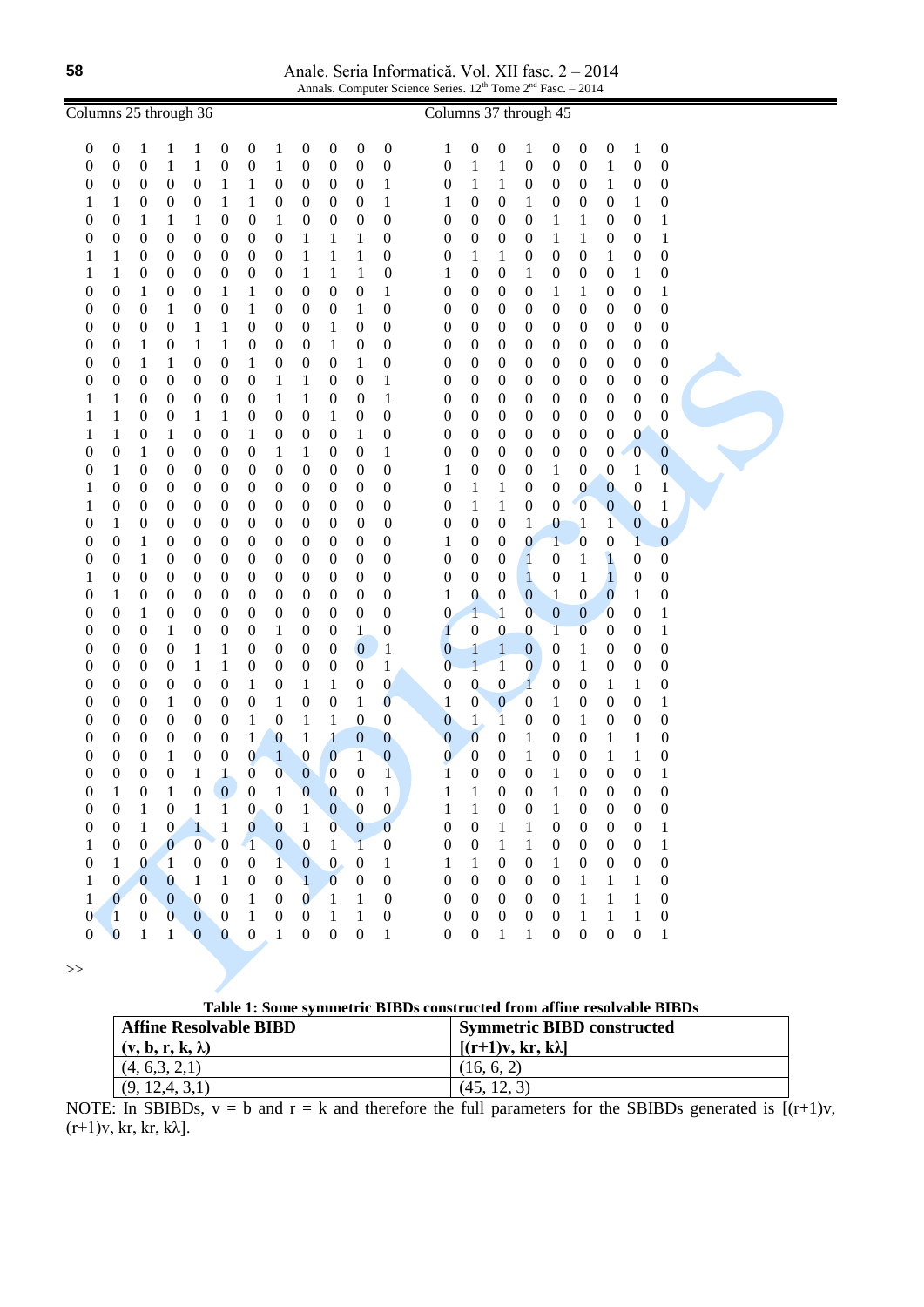```
Columns 25 through 36                         Columns 37 through 45

0  0  1  1  1  0  0  1  0  0  0  0            1  0  0  1  0  0  0  1  0
0  0  0  1  1  0  0  1  0  0  0  0            0  1  1  0  0  0  1  0  0
0  0  0  0  0  1  1  0  0  0  0  1            0  1  1  0  0  0  1  0  0
1  1  0  0  0  1  1  0  0  0  0  1            1  0  0  1  0  0  0  1  0
0  0  1  1  1  0  0  1  0  0  0  0            0  0  0  0  1  1  0  0  1
0  0  0  0  0  0  0  0  1  1  1  0            0  0  0  0  1  1  0  0  1
1  1  0  0  0  0  0  0  1  1  1  0            0  1  1  0  0  0  1  0  0
1  1  0  0  0  0  0  0  1  1  1  0            1  0  0  1  0  0  0  1  0
0  0  1  0  0  1  1  0  0  0  0  1            0  0  0  0  1  1  0  0  1
0  0  0  1  0  0  1  0  0  0  1  0            0  0  0  0  0  0  0  0  0
0  0  0  0  1  1  0  0  0  1  0  0            0  0  0  0  0  0  0  0  0
0  0  1  0  1  1  0  0  0  1  0  0            0  0  0  0  0  0  0  0  0
0  0  1  1  0  0  1  0  0  0  1  0            0  0  0  0  0  0  0  0  0
0  0  0  0  0  0  0  1  1  0  0  1            0  0  0  0  0  0  0  0  0
1  1  0  0  0  0  0  1  1  0  0  1            0  0  0  0  0  0  0  0  0
1  1  0  0  1  1  0  0  0  1  0  0            0  0  0  0  0  0  0  0  0
1  1  0  1  0  0  1  0  0  0  1  0            0  0  0  0  0  0  0  0  0
0  0  1  0  0  0  0  1  1  0  0  1            0  0  0  0  0  0  0  0  0
0  1  0  0  0  0  0  0  0  0  0  0            1  0  0  0  1  0  0  1  0
1  0  0  0  0  0  0  0  0  0  0  0            0  1  1  0  0  0  0  0  1
1  0  0  0  0  0  0  0  0  0  0  0            0  1  1  0  0  0  0  0  1
0  1  0  0  0  0  0  0  0  0  0  0            0  0  0  1  0  1  1  0  0
0  0  1  0  0  0  0  0  0  0  0  0            1  0  0  0  1  0  0  1  0
0  0  1  0  0  0  0  0  0  0  0  0            0  0  0  1  0  1  1  0  0
1  0  0  0  0  0  0  0  0  0  0  0            0  0  0  1  0  1  1  0  0
0  1  0  0  0  0  0  0  0  0  0  0            1  0  0  0  1  0  0  1  0
0  0  1  0  0  0  0  0  0  0  0  0            0  1  1  0  0  0  0  0  1
0  0  0  1  0  0  0  1  0  0  1  0            1  0  0  0  1  0  0  0  1
0  0  0  0  1  1  0  0  0  0  0  1            0  1  1  0  0  1  0  0  0
0  0  0  0  1  1  0  0  0  0  0  1            0  1  1  0  0  1  0  0  0
0  0  0  0  0  0  1  0  1  1  0  0            0  0  0  1  0  0  1  1  0
0  0  0  1  0  0  0  1  0  0  1  0            1  0  0  0  1  0  0  0  1
0  0  0  0  0  0  1  0  1  1  0  0            0  1  1  0  0  1  0  0  0
0  0  0  0  0  0  1  0  1  1  0  0            0  0  0  1  0  0  1  1  0
0  0  0  1  0  0  0  1  0  0  1  0            0  0  0  1  0  0  1  1  0
0  0  0  0  1  1  0  0  0  0  0  1            1  0  0  0  1  0  0  0  1
0  1  0  1  0  0  0  1  0  0  0  1            1  1  0  0  1  0  0  0  0
0  0  1  0  1  1  0  0  1  0  0  0            1  1  0  0  1  0  0  0  0
0  0  1  0  1  1  0  0  1  0  0  0            0  0  1  1  0  0  0  0  1
1  0  0  0  0  0  1  0  0  1  1  0            0  0  1  1  0  0  0  0  1
0  1  0  1  0  0  0  1  0  0  0  1            1  1  0  0  1  0  0  0  0
1  0  0  0  1  1  0  0  1  0  0  0            0  0  0  0  0  1  1  1  0
1  0  0  0  0  0  1  0  0  1  1  0            0  0  0  0  0  1  1  1  0
0  1  0  0  0  0  1  0  0  1  1  0            0  0  0  0  0  1  1  1  0
0  0  1  1  0  0  0  1  0  0  0  1            0  0  1  1  0  0  0  0  1

>>
```

**Table 1: Some symmetric BIBDs constructed from affine resolvable BIBDs**

| **Affine Resolvable BIBD** **(v, b, r, k, λ)** | **Symmetric BIBD constructed** **[(r+1)v, kr, kλ]** |
|---|---|
| (4, 6,3, 2,1) | (16, 6, 2) |
| (9, 12,4, 3,1) | (45, 12, 3) |

NOTE: In SBIBDs, v = b and r = k and therefore the full parameters for the SBIBDs generated is [(r+1)v, (r+1)v, kr, kr, kλ].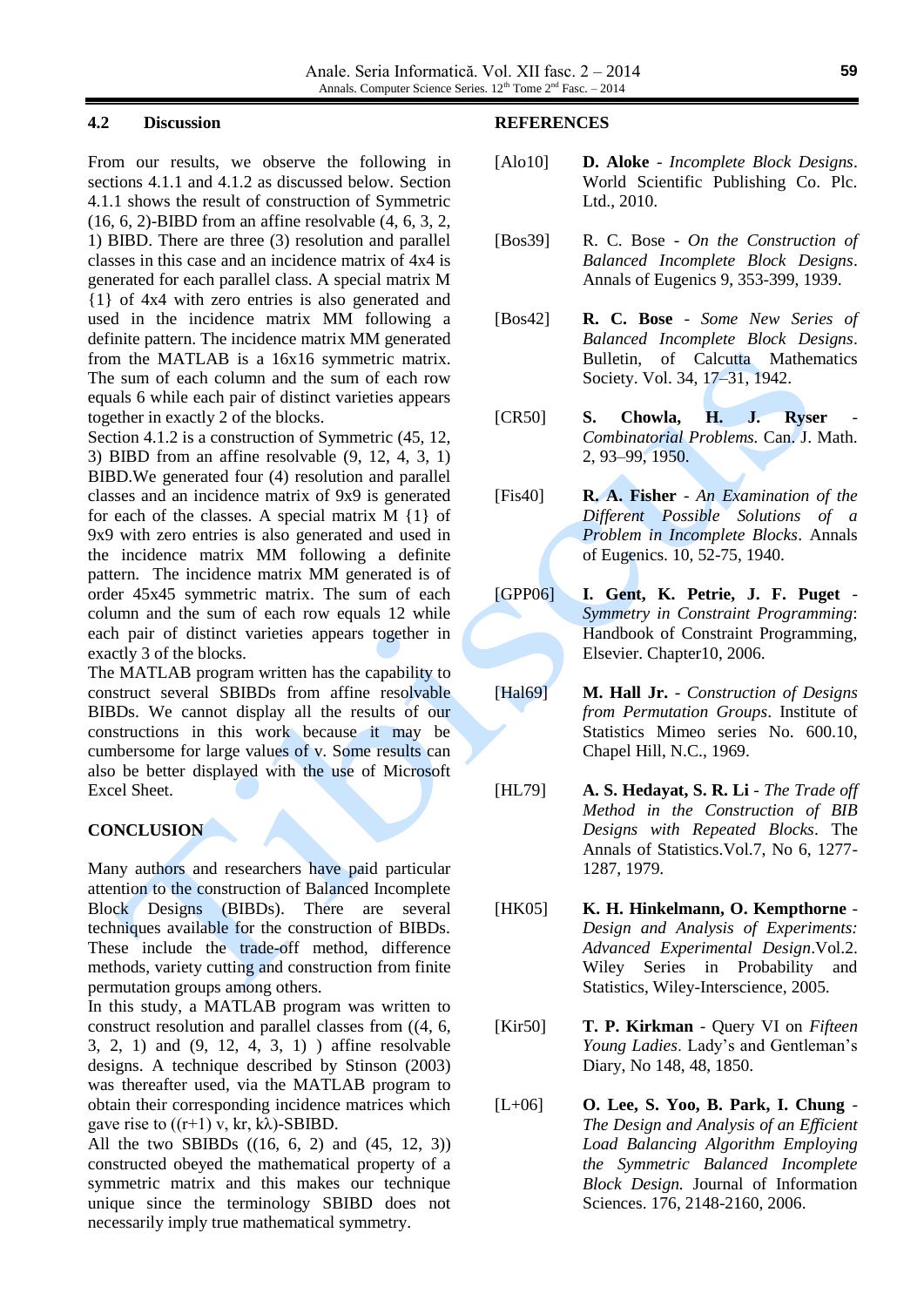### 4.2 Discussion

From our results, we observe the following in sections 4.1.1 and 4.1.2 as discussed below. Section 4.1.1 shows the result of construction of Symmetric (16, 6, 2)-BIBD from an affine resolvable (4, 6, 3, 2, 1) BIBD. There are three (3) resolution and parallel classes in this case and an incidence matrix of 4x4 is generated for each parallel class. A special matrix M {1} of 4x4 with zero entries is also generated and used in the incidence matrix MM following a definite pattern. The incidence matrix MM generated from the MATLAB is a 16x16 symmetric matrix. The sum of each column and the sum of each row equals 6 while each pair of distinct varieties appears together in exactly 2 of the blocks.

Section 4.1.2 is a construction of Symmetric (45, 12, 3) BIBD from an affine resolvable (9, 12, 4, 3, 1) BIBD.We generated four (4) resolution and parallel classes and an incidence matrix of 9x9 is generated for each of the classes. A special matrix M {1} of 9x9 with zero entries is also generated and used in the incidence matrix MM following a definite pattern. The incidence matrix MM generated is of order 45x45 symmetric matrix. The sum of each column and the sum of each row equals 12 while each pair of distinct varieties appears together in exactly 3 of the blocks.

The MATLAB program written has the capability to construct several SBIBDs from affine resolvable BIBDs. We cannot display all the results of our constructions in this work because it may be cumbersome for large values of v. Some results can also be better displayed with the use of Microsoft Excel Sheet.

## CONCLUSION

Many authors and researchers have paid particular attention to the construction of Balanced Incomplete Block Designs (BIBDs). There are several techniques available for the construction of BIBDs. These include the trade-off method, difference methods, variety cutting and construction from finite permutation groups among others.

In this study, a MATLAB program was written to construct resolution and parallel classes from ((4, 6, 3, 2, 1) and (9, 12, 4, 3, 1) ) affine resolvable designs. A technique described by Stinson (2003) was thereafter used, via the MATLAB program to obtain their corresponding incidence matrices which gave rise to ((r+1) v, kr, kλ)-SBIBD.

All the two SBIBDs ((16, 6, 2) and (45, 12, 3)) constructed obeyed the mathematical property of a symmetric matrix and this makes our technique unique since the terminology SBIBD does not necessarily imply true mathematical symmetry.

## REFERENCES

[Alo10] **D. Aloke** - *Incomplete Block Designs*. World Scientific Publishing Co. Plc. Ltd., 2010.

[Bos39] R. C. Bose - *On the Construction of Balanced Incomplete Block Designs*. Annals of Eugenics 9, 353-399, 1939.

[Bos42] **R. C. Bose** - *Some New Series of Balanced Incomplete Block Designs*. Bulletin, of Calcutta Mathematics Society. Vol. 34, 17–31, 1942.

[CR50] **S. Chowla, H. J. Ryser** - *Combinatorial Problems.* Can. J. Math. 2, 93–99, 1950.

[Fis40] **R. A. Fisher** - *An Examination of the Different Possible Solutions of a Problem in Incomplete Blocks*. Annals of Eugenics. 10, 52-75, 1940.

[GPP06] **I. Gent, K. Petrie, J. F. Puget** - *Symmetry in Constraint Programming*: Handbook of Constraint Programming, Elsevier. Chapter10, 2006.

[Hal69] **M. Hall Jr.** - *Construction of Designs from Permutation Groups*. Institute of Statistics Mimeo series No. 600.10, Chapel Hill, N.C., 1969.

[HL79] **A. S. Hedayat, S. R. Li** - *The Trade off Method in the Construction of BIB Designs with Repeated Blocks*. The Annals of Statistics.Vol.7, No 6, 1277-1287, 1979.

[HK05] **K. H. Hinkelmann, O. Kempthorne** - *Design and Analysis of Experiments: Advanced Experimental Design*.Vol.2. Wiley Series in Probability and Statistics, Wiley-Interscience, 2005.

[Kir50] **T. P. Kirkman** - Query VI on *Fifteen Young Ladies*. Lady's and Gentleman's Diary, No 148, 48, 1850.

[L+06] **O. Lee, S. Yoo, B. Park, I. Chung** - *The Design and Analysis of an Efficient Load Balancing Algorithm Employing the Symmetric Balanced Incomplete Block Design.* Journal of Information Sciences. 176, 2148-2160, 2006.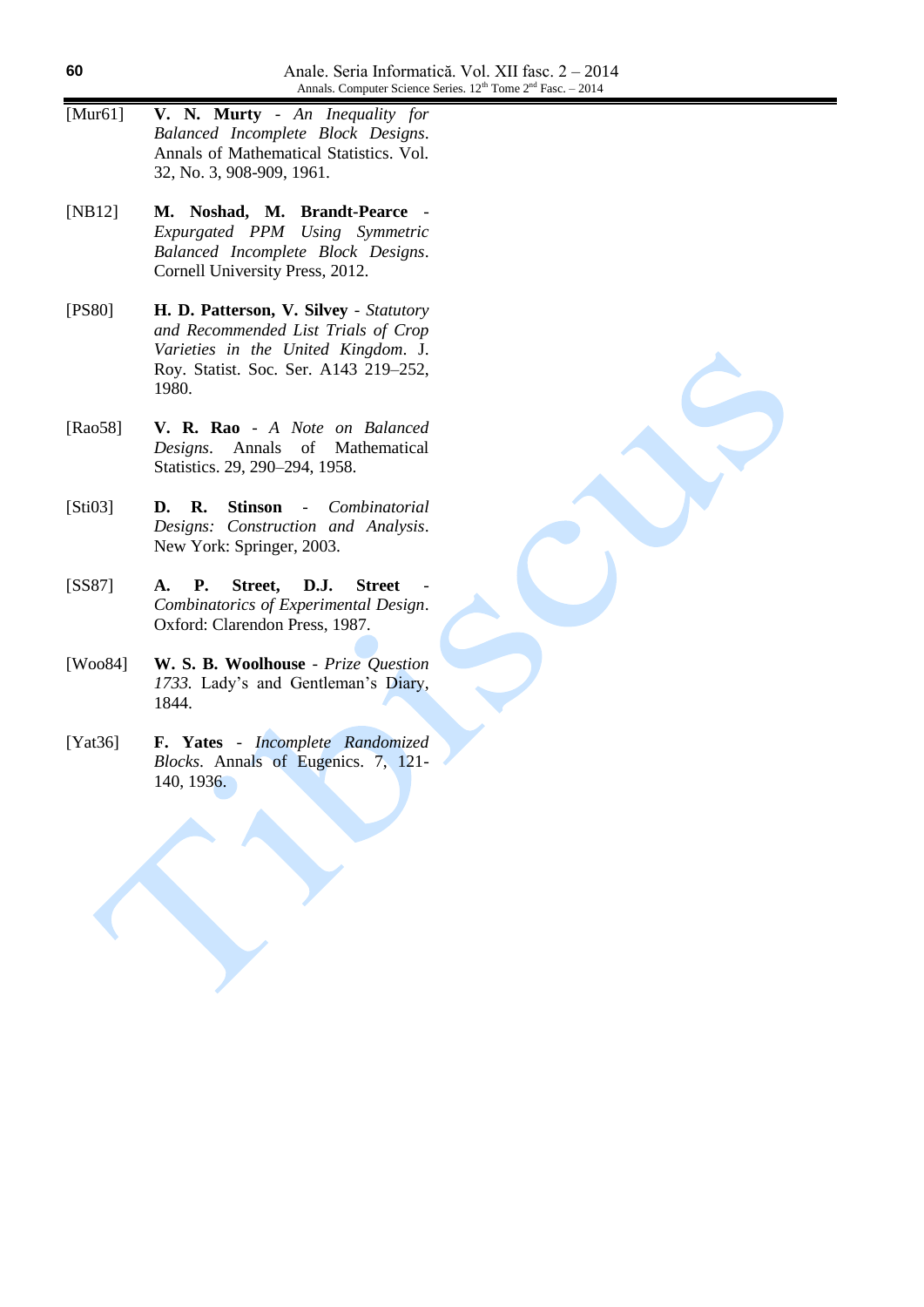[Mur61] **V. N. Murty** - *An Inequality for Balanced Incomplete Block Designs*. Annals of Mathematical Statistics. Vol. 32, No. 3, 908-909, 1961.

[NB12] **M. Noshad, M. Brandt-Pearce** - *Expurgated PPM Using Symmetric Balanced Incomplete Block Designs*. Cornell University Press, 2012.

[PS80] **H. D. Patterson, V. Silvey** - *Statutory and Recommended List Trials of Crop Varieties in the United Kingdom*. J. Roy. Statist. Soc. Ser. A143 219–252, 1980.

[Rao58] **V. R. Rao** - *A Note on Balanced Designs*. Annals of Mathematical Statistics. 29, 290–294, 1958.

[Sti03] **D. R. Stinson** - *Combinatorial Designs: Construction and Analysis*. New York: Springer, 2003.

[SS87] **A. P. Street, D.J. Street** - *Combinatorics of Experimental Design*. Oxford: Clarendon Press, 1987.

[Woo84] **W. S. B. Woolhouse** - *Prize Question 1733.* Lady's and Gentleman's Diary, 1844.

[Yat36] **F. Yates** - *Incomplete Randomized Blocks*. Annals of Eugenics. 7, 121-140, 1936.